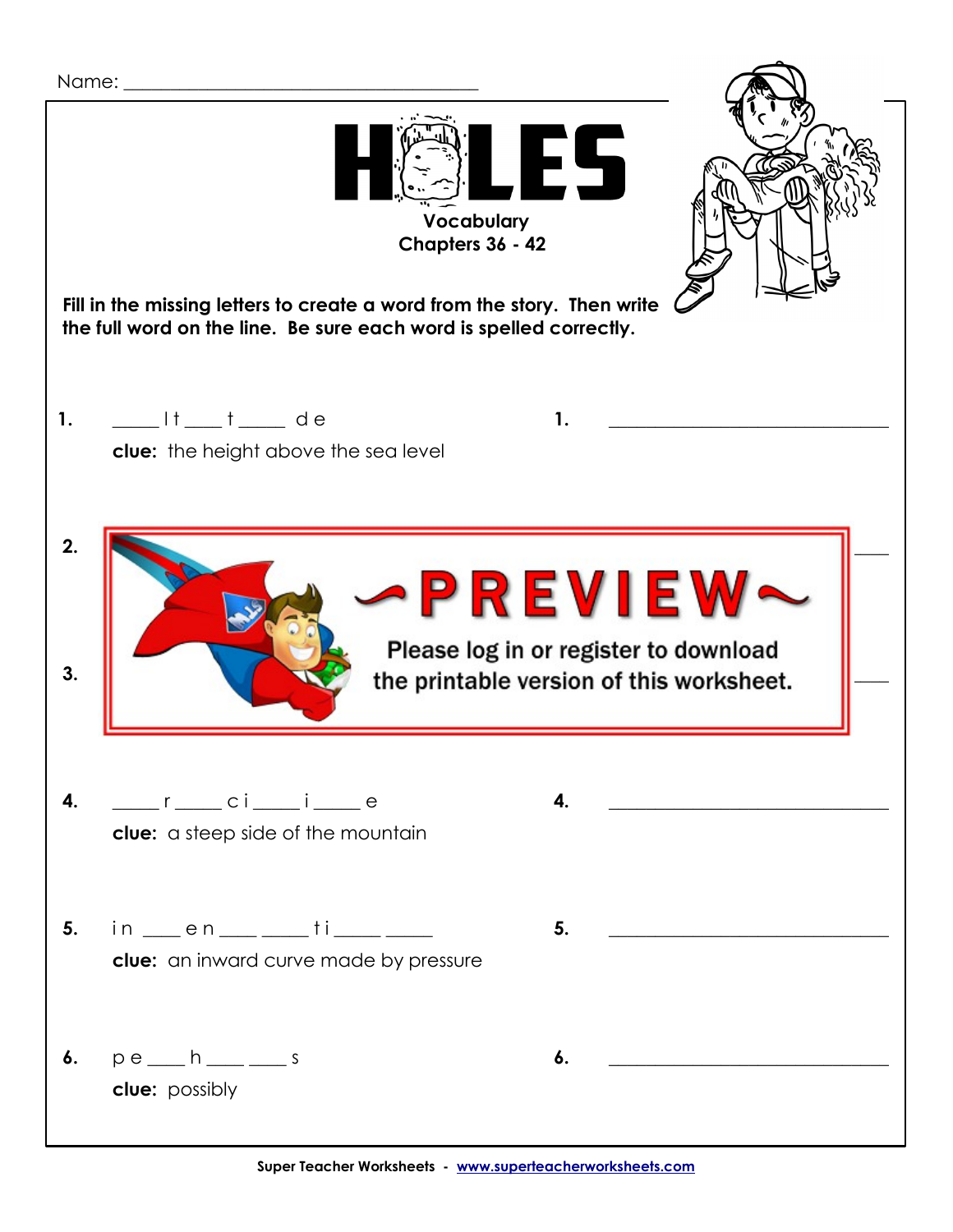Name: ______________________________________

# HOLES

**Vocabulary**
**Chapters 36 - 42**

**Fill in the missing letters to create a word from the story. Then write the full word on the line. Be sure each word is spelled correctly.**

**1.** ____ l t ____ t ____ d e  **1.** ______________________________

**clue:** the height above the sea level

**2.** ______________________________

~PREVIEW~

Please log in or register to download the printable version of this worksheet.

**3.** ______________________________

**4.** ____ r ____ c i ____ i ____ e  **4.** ______________________________

**clue:** a steep side of the mountain

**5.** i n ____ e n ____ ____ t i ____ ____  **5.** ______________________________

**clue:** an inward curve made by pressure

**6.** p e ____ h ____ ____ s  **6.** ______________________________

**clue:** possibly

Super Teacher Worksheets - www.superteacherworksheets.com